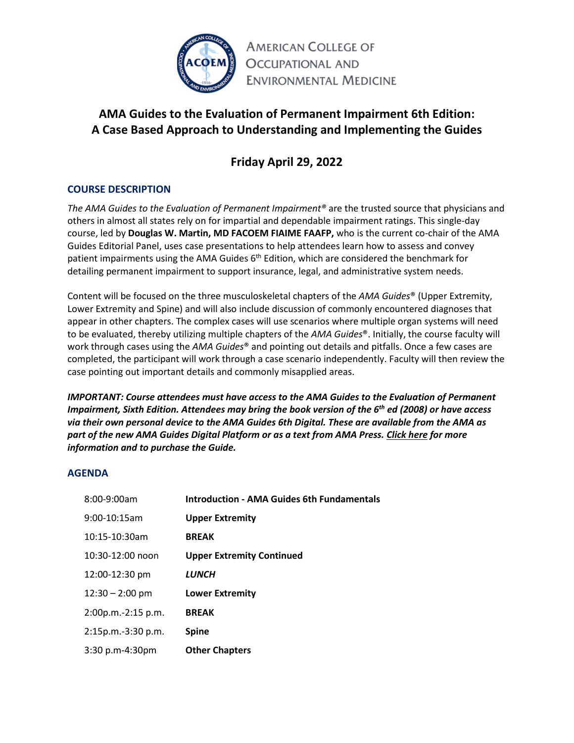American College of Occupational and Environmental Medicine

# AMA Guides to the Evaluation of Permanent Impairment 6th Edition: A Case Based Approach to Understanding and Implementing the Guides

## Friday April 29, 2022

### COURSE DESCRIPTION

*The AMA Guides to the Evaluation of Permanent Impairment®* are the trusted source that physicians and others in almost all states rely on for impartial and dependable impairment ratings. This single-day course, led by **Douglas W. Martin, MD FACOEM FIAIME FAAFP,** who is the current co-chair of the AMA Guides Editorial Panel, uses case presentations to help attendees learn how to assess and convey patient impairments using the AMA Guides 6th Edition, which are considered the benchmark for detailing permanent impairment to support insurance, legal, and administrative system needs.

Content will be focused on the three musculoskeletal chapters of the *AMA Guides®* (Upper Extremity, Lower Extremity and Spine) and will also include discussion of commonly encountered diagnoses that appear in other chapters. The complex cases will use scenarios where multiple organ systems will need to be evaluated, thereby utilizing multiple chapters of the *AMA Guides®*. Initially, the course faculty will work through cases using the *AMA Guides®* and pointing out details and pitfalls. Once a few cases are completed, the participant will work through a case scenario independently. Faculty will then review the case pointing out important details and commonly misapplied areas.

***IMPORTANT: Course attendees must have access to the AMA Guides to the Evaluation of Permanent Impairment, Sixth Edition. Attendees may bring the book version of the 6th ed (2008) or have access via their own personal device to the AMA Guides 6th Digital. These are available from the AMA as part of the new AMA Guides Digital Platform or as a text from AMA Press. Click here for more information and to purchase the Guide.***

### AGENDA

| | |
|---|---|
| 8:00-9:00am | **Introduction - AMA Guides 6th Fundamentals** |
| 9:00-10:15am | **Upper Extremity** |
| 10:15-10:30am | **BREAK** |
| 10:30-12:00 noon | **Upper Extremity Continued** |
| 12:00-12:30 pm | ***LUNCH*** |
| 12:30 – 2:00 pm | **Lower Extremity** |
| 2:00p.m.-2:15 p.m. | **BREAK** |
| 2:15p.m.-3:30 p.m. | **Spine** |
| 3:30 p.m-4:30pm | **Other Chapters** |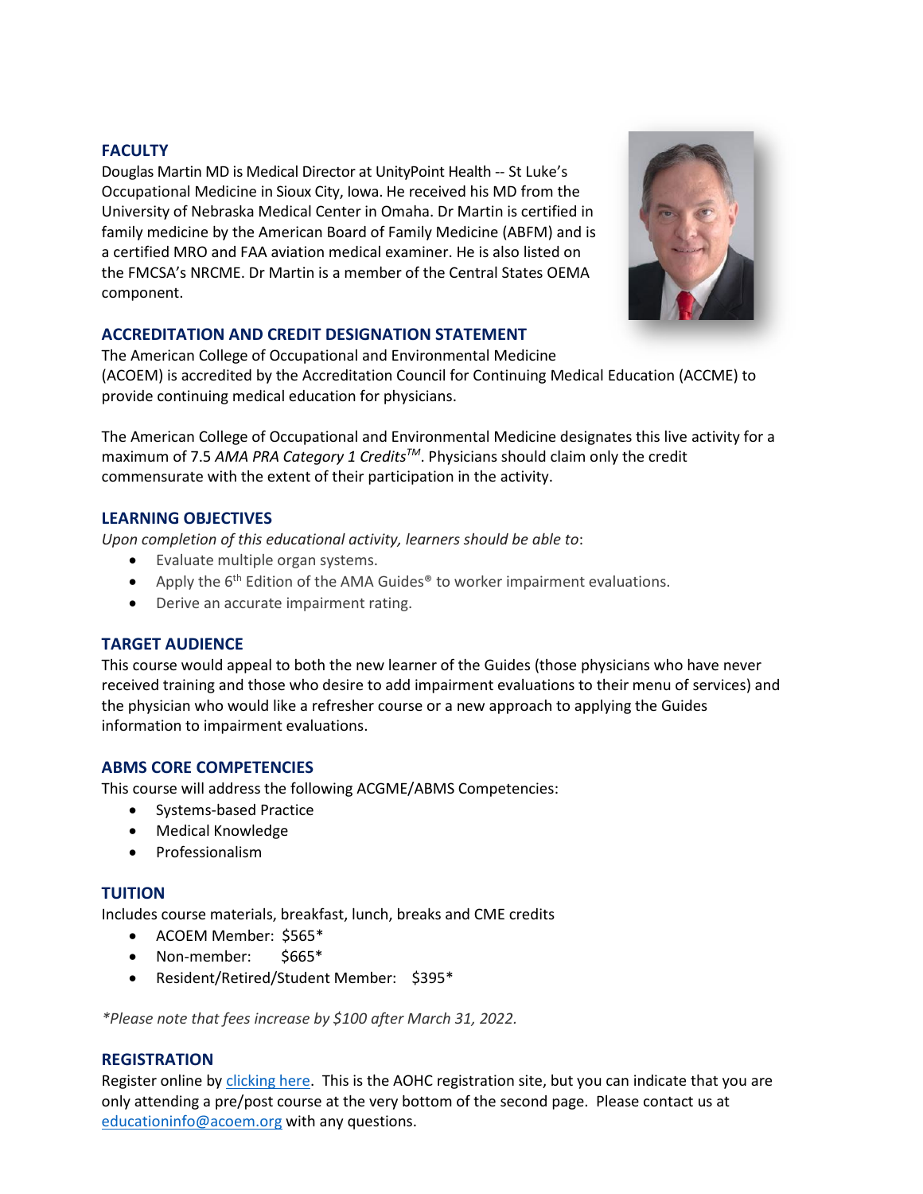## FACULTY

Douglas Martin MD is Medical Director at UnityPoint Health -- St Luke's Occupational Medicine in Sioux City, Iowa. He received his MD from the University of Nebraska Medical Center in Omaha. Dr Martin is certified in family medicine by the American Board of Family Medicine (ABFM) and is a certified MRO and FAA aviation medical examiner. He is also listed on the FMCSA's NRCME. Dr Martin is a member of the Central States OEMA component.

## ACCREDITATION AND CREDIT DESIGNATION STATEMENT

The American College of Occupational and Environmental Medicine (ACOEM) is accredited by the Accreditation Council for Continuing Medical Education (ACCME) to provide continuing medical education for physicians.

The American College of Occupational and Environmental Medicine designates this live activity for a maximum of 7.5 *AMA PRA Category 1 Credits™*. Physicians should claim only the credit commensurate with the extent of their participation in the activity.

## LEARNING OBJECTIVES

*Upon completion of this educational activity, learners should be able to*:

- Evaluate multiple organ systems.
- Apply the 6th Edition of the AMA Guides® to worker impairment evaluations.
- Derive an accurate impairment rating.

## TARGET AUDIENCE

This course would appeal to both the new learner of the Guides (those physicians who have never received training and those who desire to add impairment evaluations to their menu of services) and the physician who would like a refresher course or a new approach to applying the Guides information to impairment evaluations.

## ABMS CORE COMPETENCIES

This course will address the following ACGME/ABMS Competencies:

- Systems-based Practice
- Medical Knowledge
- Professionalism

## TUITION

Includes course materials, breakfast, lunch, breaks and CME credits

- ACOEM Member: $565*
- Non-member: $665*
- Resident/Retired/Student Member: $395*

*\*Please note that fees increase by $100 after March 31, 2022.*

## REGISTRATION

Register online by clicking here. This is the AOHC registration site, but you can indicate that you are only attending a pre/post course at the very bottom of the second page. Please contact us at educationinfo@acoem.org with any questions.